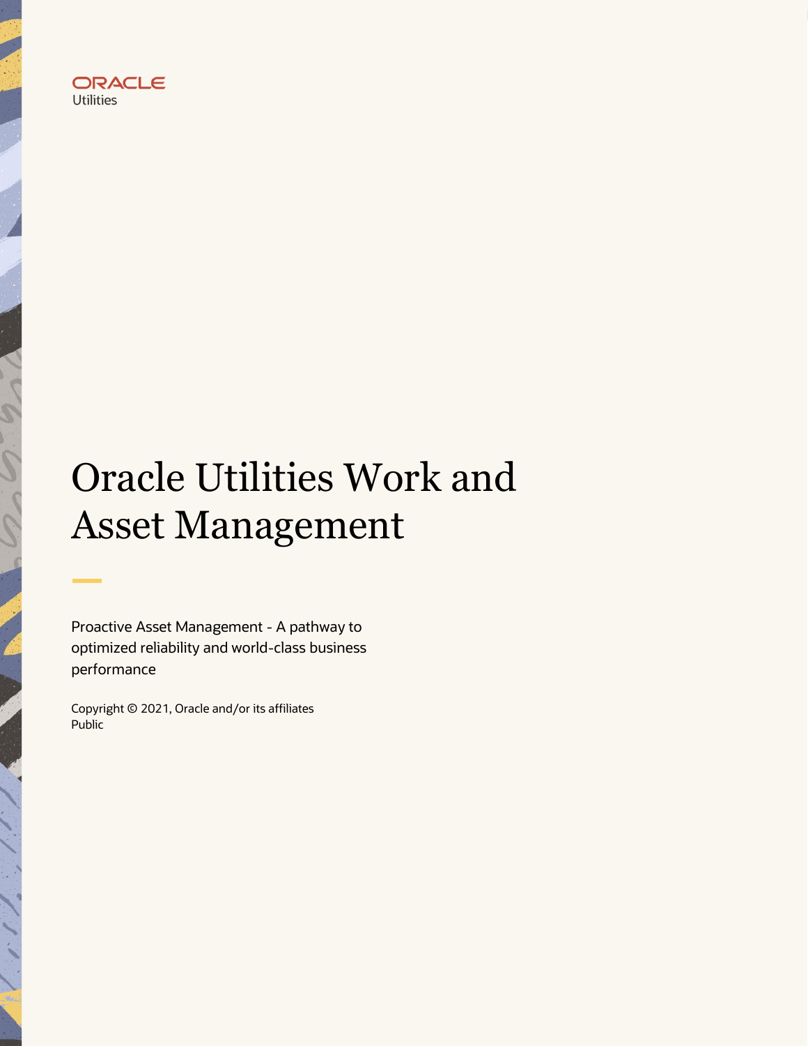ORACLE
Utilities

# Oracle Utilities Work and Asset Management

Proactive Asset Management - A pathway to optimized reliability and world-class business performance

Copyright © 2021, Oracle and/or its affiliates
Public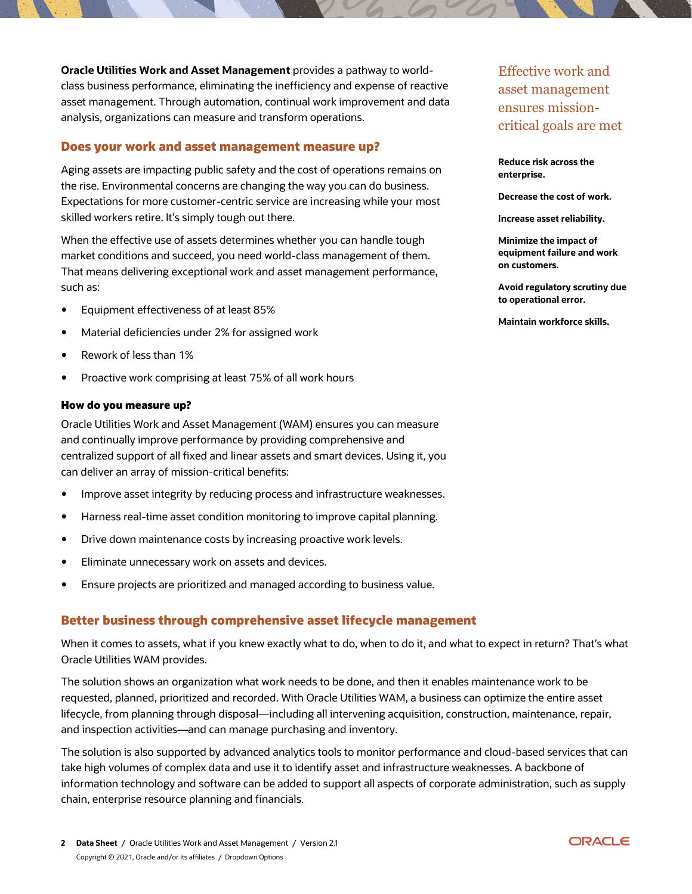**Oracle Utilities Work and Asset Management** provides a pathway to world-class business performance, eliminating the inefficiency and expense of reactive asset management. Through automation, continual work improvement and data analysis, organizations can measure and transform operations.

## Does your work and asset management measure up?

Aging assets are impacting public safety and the cost of operations remains on the rise. Environmental concerns are changing the way you can do business. Expectations for more customer-centric service are increasing while your most skilled workers retire. It's simply tough out there.

When the effective use of assets determines whether you can handle tough market conditions and succeed, you need world-class management of them. That means delivering exceptional work and asset management performance, such as:

- Equipment effectiveness of at least 85%
- Material deficiencies under 2% for assigned work
- Rework of less than 1%
- Proactive work comprising at least 75% of all work hours

### How do you measure up?

Oracle Utilities Work and Asset Management (WAM) ensures you can measure and continually improve performance by providing comprehensive and centralized support of all fixed and linear assets and smart devices. Using it, you can deliver an array of mission-critical benefits:

- Improve asset integrity by reducing process and infrastructure weaknesses.
- Harness real-time asset condition monitoring to improve capital planning.
- Drive down maintenance costs by increasing proactive work levels.
- Eliminate unnecessary work on assets and devices.
- Ensure projects are prioritized and managed according to business value.

### Effective work and asset management ensures mission-critical goals are met

**Reduce risk across the enterprise.**

**Decrease the cost of work.**

**Increase asset reliability.**

**Minimize the impact of equipment failure and work on customers.**

**Avoid regulatory scrutiny due to operational error.**

**Maintain workforce skills.**

## Better business through comprehensive asset lifecycle management

When it comes to assets, what if you knew exactly what to do, when to do it, and what to expect in return? That's what Oracle Utilities WAM provides.

The solution shows an organization what work needs to be done, and then it enables maintenance work to be requested, planned, prioritized and recorded. With Oracle Utilities WAM, a business can optimize the entire asset lifecycle, from planning through disposal—including all intervening acquisition, construction, maintenance, repair, and inspection activities—and can manage purchasing and inventory.

The solution is also supported by advanced analytics tools to monitor performance and cloud-based services that can take high volumes of complex data and use it to identify asset and infrastructure weaknesses. A backbone of information technology and software can be added to support all aspects of corporate administration, such as supply chain, enterprise resource planning and financials.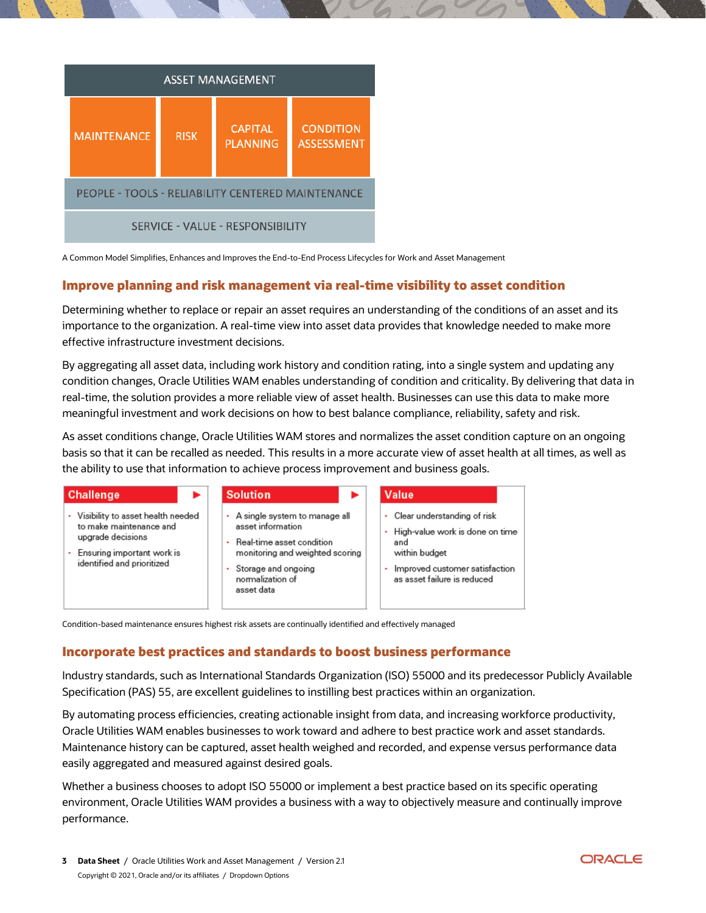| ASSET MANAGEMENT | | | |
|---|---|---|---|
| MAINTENANCE | RISK | CAPITAL PLANNING | CONDITION ASSESSMENT |
| PEOPLE - TOOLS - RELIABILITY CENTERED MAINTENANCE | | | |
| SERVICE - VALUE - RESPONSIBILITY | | | |

A Common Model Simplifies, Enhances and Improves the End-to-End Process Lifecycles for Work and Asset Management

## Improve planning and risk management via real-time visibility to asset condition

Determining whether to replace or repair an asset requires an understanding of the conditions of an asset and its importance to the organization. A real-time view into asset data provides that knowledge needed to make more effective infrastructure investment decisions.

By aggregating all asset data, including work history and condition rating, into a single system and updating any condition changes, Oracle Utilities WAM enables understanding of condition and criticality. By delivering that data in real-time, the solution provides a more reliable view of asset health. Businesses can use this data to make more meaningful investment and work decisions on how to best balance compliance, reliability, safety and risk.

As asset conditions change, Oracle Utilities WAM stores and normalizes the asset condition capture on an ongoing basis so that it can be recalled as needed. This results in a more accurate view of asset health at all times, as well as the ability to use that information to achieve process improvement and business goals.

| Challenge | Solution | Value |
|---|---|---|
| • Visibility to asset health needed to make maintenance and upgrade decisions<br>• Ensuring important work is identified and prioritized | • A single system to manage all asset information<br>• Real-time asset condition monitoring and weighted scoring<br>• Storage and ongoing normalization of asset data | • Clear understanding of risk<br>• High-value work is done on time and within budget<br>• Improved customer satisfaction as asset failure is reduced |

Condition-based maintenance ensures highest risk assets are continually identified and effectively managed

## Incorporate best practices and standards to boost business performance

Industry standards, such as International Standards Organization (ISO) 55000 and its predecessor Publicly Available Specification (PAS) 55, are excellent guidelines to instilling best practices within an organization.

By automating process efficiencies, creating actionable insight from data, and increasing workforce productivity, Oracle Utilities WAM enables businesses to work toward and adhere to best practice work and asset standards. Maintenance history can be captured, asset health weighed and recorded, and expense versus performance data easily aggregated and measured against desired goals.

Whether a business chooses to adopt ISO 55000 or implement a best practice based on its specific operating environment, Oracle Utilities WAM provides a business with a way to objectively measure and continually improve performance.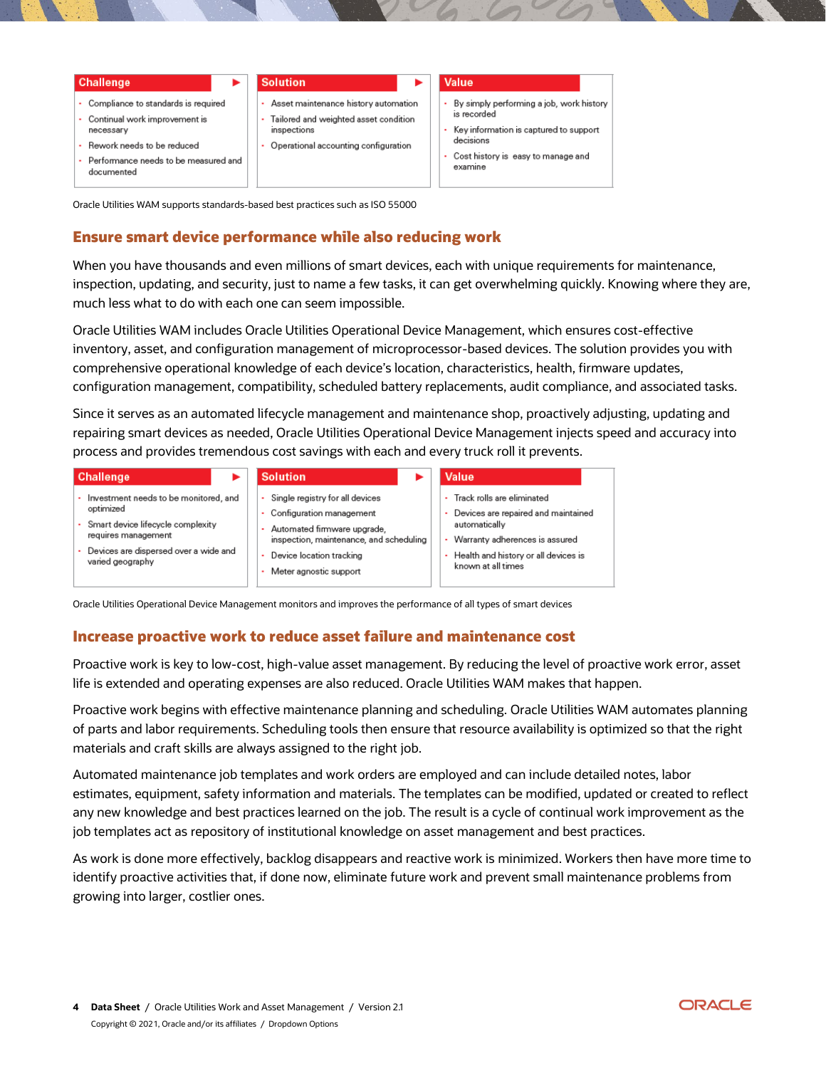| Challenge | Solution | Value |
| --- | --- | --- |
| • Compliance to standards is required<br>• Continual work improvement is necessary<br>• Rework needs to be reduced<br>• Performance needs to be measured and documented | • Asset maintenance history automation<br>• Tailored and weighted asset condition inspections<br>• Operational accounting configuration | • By simply performing a job, work history is recorded<br>• Key information is captured to support decisions<br>• Cost history is easy to manage and examine |

Oracle Utilities WAM supports standards-based best practices such as ISO 55000

## Ensure smart device performance while also reducing work

When you have thousands and even millions of smart devices, each with unique requirements for maintenance, inspection, updating, and security, just to name a few tasks, it can get overwhelming quickly. Knowing where they are, much less what to do with each one can seem impossible.

Oracle Utilities WAM includes Oracle Utilities Operational Device Management, which ensures cost-effective inventory, asset, and configuration management of microprocessor-based devices. The solution provides you with comprehensive operational knowledge of each device's location, characteristics, health, firmware updates, configuration management, compatibility, scheduled battery replacements, audit compliance, and associated tasks.

Since it serves as an automated lifecycle management and maintenance shop, proactively adjusting, updating and repairing smart devices as needed, Oracle Utilities Operational Device Management injects speed and accuracy into process and provides tremendous cost savings with each and every truck roll it prevents.

| Challenge | Solution | Value |
| --- | --- | --- |
| • Investment needs to be monitored, and optimized<br>• Smart device lifecycle complexity requires management<br>• Devices are dispersed over a wide and varied geography | • Single registry for all devices<br>• Configuration management<br>• Automated firmware upgrade, inspection, maintenance, and scheduling<br>• Device location tracking<br>• Meter agnostic support | • Track rolls are eliminated<br>• Devices are repaired and maintained automatically<br>• Warranty adherences is assured<br>• Health and history or all devices is known at all times |

Oracle Utilities Operational Device Management monitors and improves the performance of all types of smart devices

## Increase proactive work to reduce asset failure and maintenance cost

Proactive work is key to low-cost, high-value asset management. By reducing the level of proactive work error, asset life is extended and operating expenses are also reduced. Oracle Utilities WAM makes that happen.

Proactive work begins with effective maintenance planning and scheduling. Oracle Utilities WAM automates planning of parts and labor requirements. Scheduling tools then ensure that resource availability is optimized so that the right materials and craft skills are always assigned to the right job.

Automated maintenance job templates and work orders are employed and can include detailed notes, labor estimates, equipment, safety information and materials. The templates can be modified, updated or created to reflect any new knowledge and best practices learned on the job. The result is a cycle of continual work improvement as the job templates act as repository of institutional knowledge on asset management and best practices.

As work is done more effectively, backlog disappears and reactive work is minimized. Workers then have more time to identify proactive activities that, if done now, eliminate future work and prevent small maintenance problems from growing into larger, costlier ones.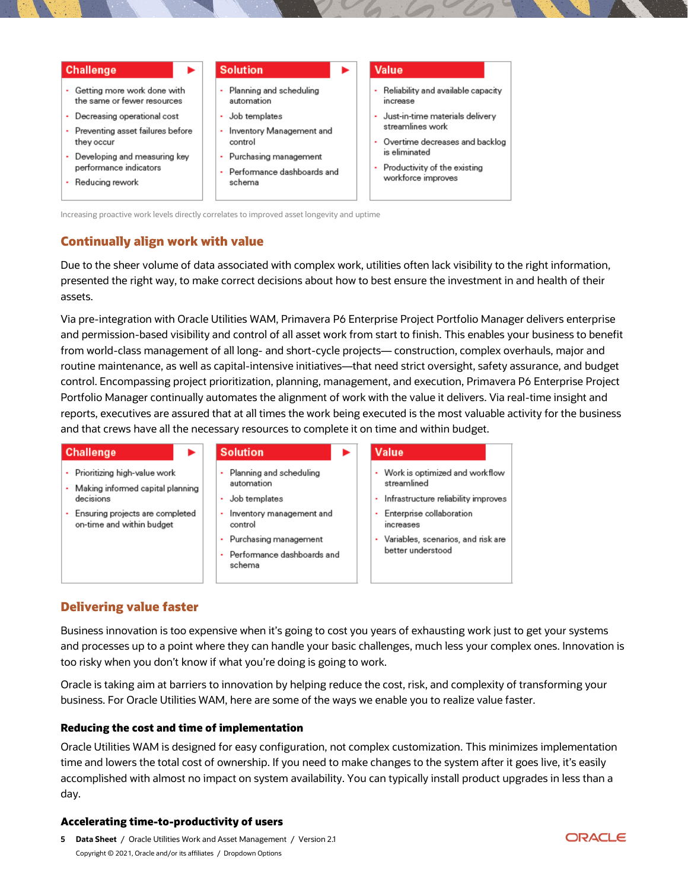| Challenge | Solution | Value |
| --- | --- | --- |
| • Getting more work done with the same or fewer resources<br>• Decreasing operational cost<br>• Preventing asset failures before they occur<br>• Developing and measuring key performance indicators<br>• Reducing rework | • Planning and scheduling automation<br>• Job templates<br>• Inventory Management and control<br>• Purchasing management<br>• Performance dashboards and schema | • Reliability and available capacity increase<br>• Just-in-time materials delivery streamlines work<br>• Overtime decreases and backlog is eliminated<br>• Productivity of the existing workforce improves |

Increasing proactive work levels directly correlates to improved asset longevity and uptime

## Continually align work with value

Due to the sheer volume of data associated with complex work, utilities often lack visibility to the right information, presented the right way, to make correct decisions about how to best ensure the investment in and health of their assets.

Via pre-integration with Oracle Utilities WAM, Primavera P6 Enterprise Project Portfolio Manager delivers enterprise and permission-based visibility and control of all asset work from start to finish. This enables your business to benefit from world-class management of all long- and short-cycle projects— construction, complex overhauls, major and routine maintenance, as well as capital-intensive initiatives—that need strict oversight, safety assurance, and budget control. Encompassing project prioritization, planning, management, and execution, Primavera P6 Enterprise Project Portfolio Manager continually automates the alignment of work with the value it delivers. Via real-time insight and reports, executives are assured that at all times the work being executed is the most valuable activity for the business and that crews have all the necessary resources to complete it on time and within budget.

| Challenge | Solution | Value |
| --- | --- | --- |
| • Prioritizing high-value work<br>• Making informed capital planning decisions<br>• Ensuring projects are completed on-time and within budget | • Planning and scheduling automation<br>• Job templates<br>• Inventory management and control<br>• Purchasing management<br>• Performance dashboards and schema | • Work is optimized and workflow streamlined<br>• Infrastructure reliability improves<br>• Enterprise collaboration increases<br>• Variables, scenarios, and risk are better understood |

## Delivering value faster

Business innovation is too expensive when it's going to cost you years of exhausting work just to get your systems and processes up to a point where they can handle your basic challenges, much less your complex ones. Innovation is too risky when you don't know if what you're doing is going to work.

Oracle is taking aim at barriers to innovation by helping reduce the cost, risk, and complexity of transforming your business. For Oracle Utilities WAM, here are some of the ways we enable you to realize value faster.

### Reducing the cost and time of implementation

Oracle Utilities WAM is designed for easy configuration, not complex customization. This minimizes implementation time and lowers the total cost of ownership. If you need to make changes to the system after it goes live, it's easily accomplished with almost no impact on system availability. You can typically install product upgrades in less than a day.

### Accelerating time-to-productivity of users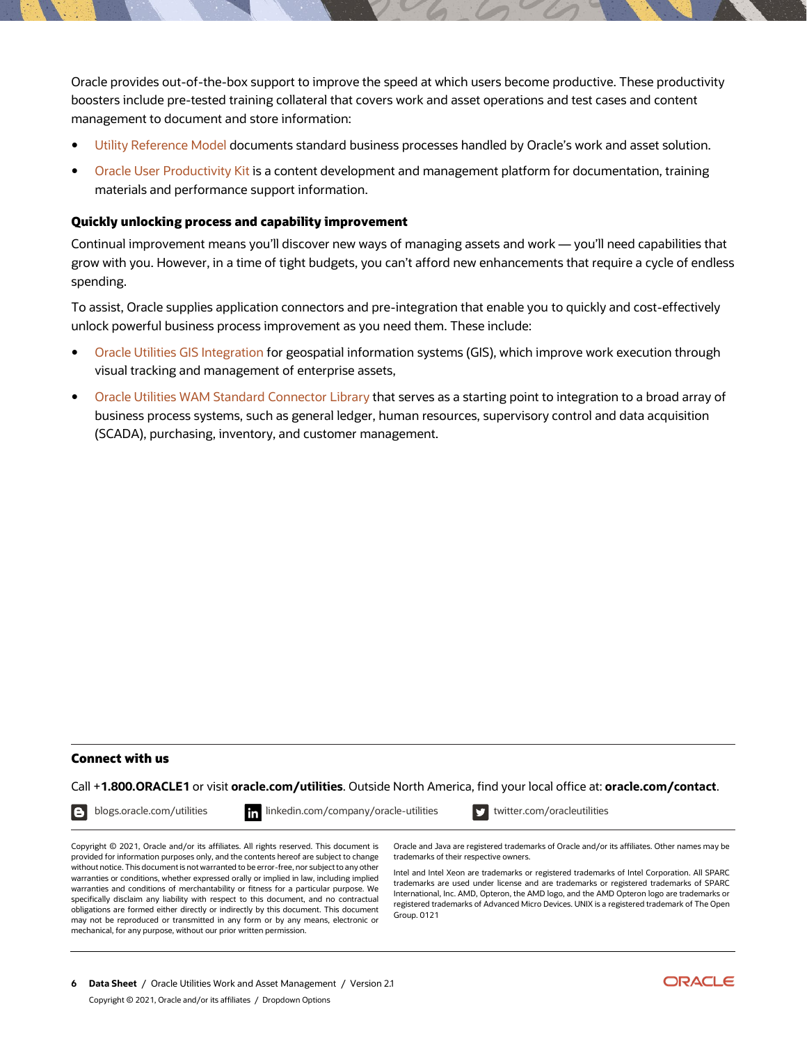Oracle provides out-of-the-box support to improve the speed at which users become productive. These productivity boosters include pre-tested training collateral that covers work and asset operations and test cases and content management to document and store information:

- Utility Reference Model documents standard business processes handled by Oracle's work and asset solution.
- Oracle User Productivity Kit is a content development and management platform for documentation, training materials and performance support information.

### Quickly unlocking process and capability improvement

Continual improvement means you'll discover new ways of managing assets and work — you'll need capabilities that grow with you. However, in a time of tight budgets, you can't afford new enhancements that require a cycle of endless spending.

To assist, Oracle supplies application connectors and pre-integration that enable you to quickly and cost-effectively unlock powerful business process improvement as you need them. These include:

- Oracle Utilities GIS Integration for geospatial information systems (GIS), which improve work execution through visual tracking and management of enterprise assets,
- Oracle Utilities WAM Standard Connector Library that serves as a starting point to integration to a broad array of business process systems, such as general ledger, human resources, supervisory control and data acquisition (SCADA), purchasing, inventory, and customer management.

### Connect with us

Call +**1.800.ORACLE1** or visit **oracle.com/utilities**. Outside North America, find your local office at: **oracle.com/contact**.

blogs.oracle.com/utilities    linkedin.com/company/oracle-utilities    twitter.com/oracleutilities

Copyright © 2021, Oracle and/or its affiliates. All rights reserved. This document is provided for information purposes only, and the contents hereof are subject to change without notice. This document is not warranted to be error-free, nor subject to any other warranties or conditions, whether expressed orally or implied in law, including implied warranties and conditions of merchantability or fitness for a particular purpose. We specifically disclaim any liability with respect to this document, and no contractual obligations are formed either directly or indirectly by this document. This document may not be reproduced or transmitted in any form or by any means, electronic or mechanical, for any purpose, without our prior written permission.

Oracle and Java are registered trademarks of Oracle and/or its affiliates. Other names may be trademarks of their respective owners.

Intel and Intel Xeon are trademarks or registered trademarks of Intel Corporation. All SPARC trademarks are used under license and are trademarks or registered trademarks of SPARC International, Inc. AMD, Opteron, the AMD logo, and the AMD Opteron logo are trademarks or registered trademarks of Advanced Micro Devices. UNIX is a registered trademark of The Open Group. 0121